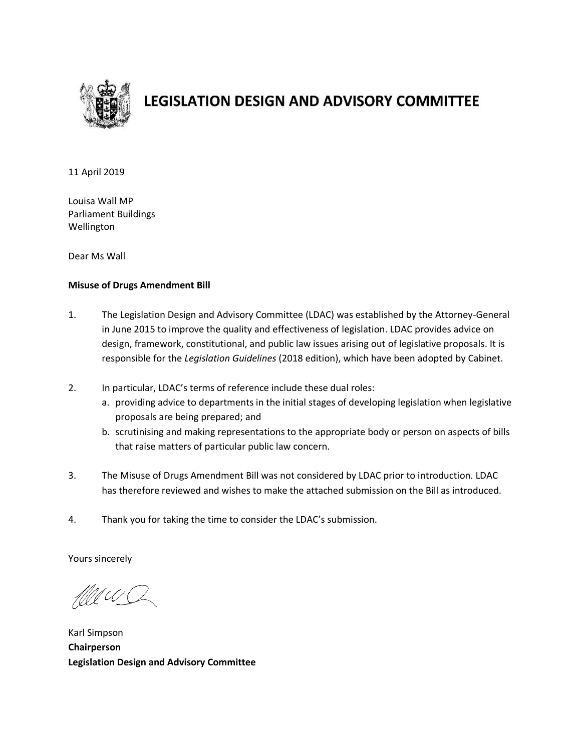# LEGISLATION DESIGN AND ADVISORY COMMITTEE

11 April 2019

Louisa Wall MP
Parliament Buildings
Wellington

Dear Ms Wall

**Misuse of Drugs Amendment Bill**

1. The Legislation Design and Advisory Committee (LDAC) was established by the Attorney-General in June 2015 to improve the quality and effectiveness of legislation. LDAC provides advice on design, framework, constitutional, and public law issues arising out of legislative proposals. It is responsible for the *Legislation Guidelines* (2018 edition), which have been adopted by Cabinet.

2. In particular, LDAC's terms of reference include these dual roles:
   a. providing advice to departments in the initial stages of developing legislation when legislative proposals are being prepared; and
   b. scrutinising and making representations to the appropriate body or person on aspects of bills that raise matters of particular public law concern.

3. The Misuse of Drugs Amendment Bill was not considered by LDAC prior to introduction. LDAC has therefore reviewed and wishes to make the attached submission on the Bill as introduced.

4. Thank you for taking the time to consider the LDAC's submission.

Yours sincerely

Karl Simpson
**Chairperson**
**Legislation Design and Advisory Committee**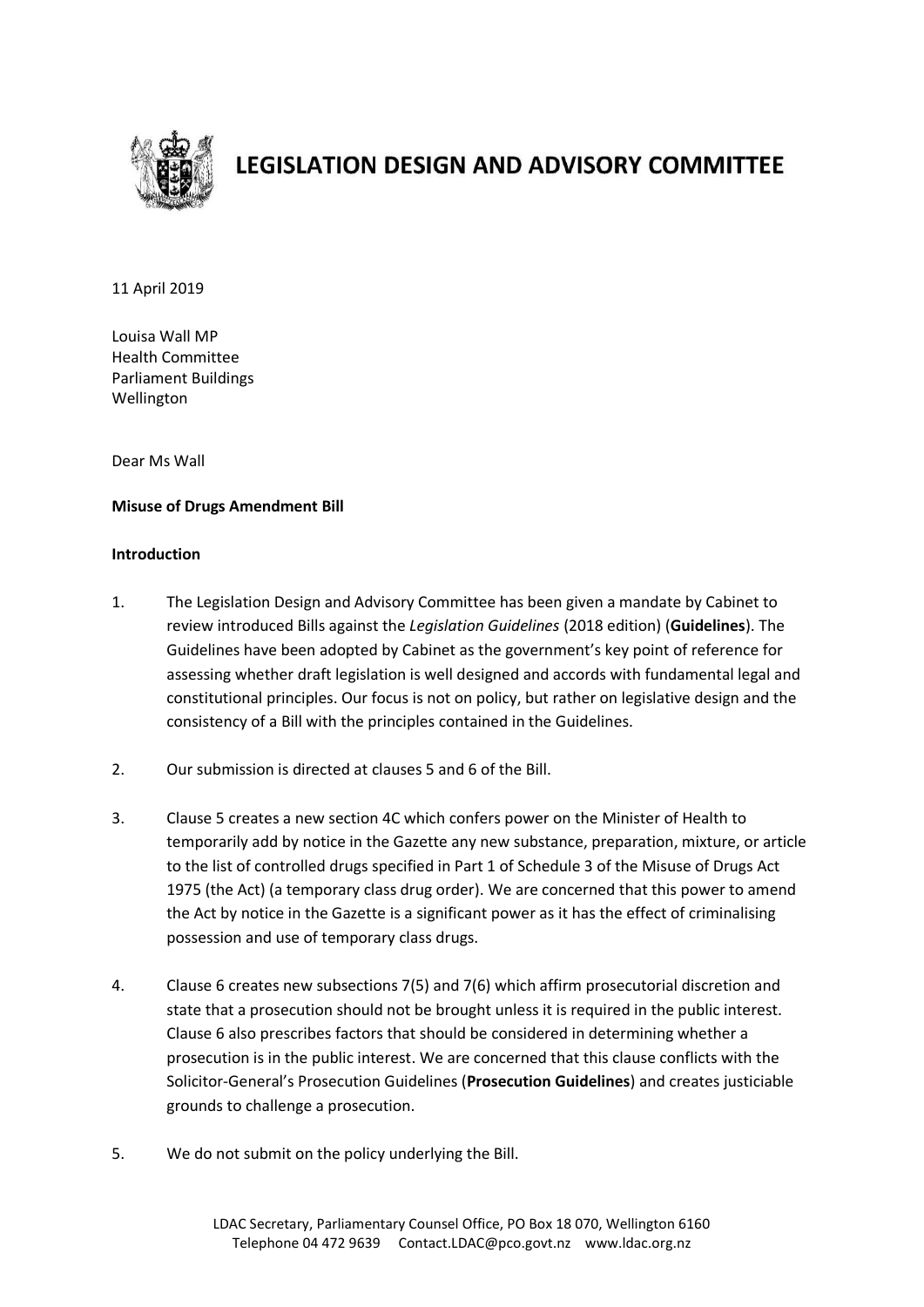# LEGISLATION DESIGN AND ADVISORY COMMITTEE

11 April 2019

Louisa Wall MP
Health Committee
Parliament Buildings
Wellington

Dear Ms Wall

**Misuse of Drugs Amendment Bill**

**Introduction**

1. The Legislation Design and Advisory Committee has been given a mandate by Cabinet to review introduced Bills against the *Legislation Guidelines* (2018 edition) (**Guidelines**). The Guidelines have been adopted by Cabinet as the government's key point of reference for assessing whether draft legislation is well designed and accords with fundamental legal and constitutional principles. Our focus is not on policy, but rather on legislative design and the consistency of a Bill with the principles contained in the Guidelines.

2. Our submission is directed at clauses 5 and 6 of the Bill.

3. Clause 5 creates a new section 4C which confers power on the Minister of Health to temporarily add by notice in the Gazette any new substance, preparation, mixture, or article to the list of controlled drugs specified in Part 1 of Schedule 3 of the Misuse of Drugs Act 1975 (the Act) (a temporary class drug order). We are concerned that this power to amend the Act by notice in the Gazette is a significant power as it has the effect of criminalising possession and use of temporary class drugs.

4. Clause 6 creates new subsections 7(5) and 7(6) which affirm prosecutorial discretion and state that a prosecution should not be brought unless it is required in the public interest. Clause 6 also prescribes factors that should be considered in determining whether a prosecution is in the public interest. We are concerned that this clause conflicts with the Solicitor-General's Prosecution Guidelines (**Prosecution Guidelines**) and creates justiciable grounds to challenge a prosecution.

5. We do not submit on the policy underlying the Bill.

LDAC Secretary, Parliamentary Counsel Office, PO Box 18 070, Wellington 6160
Telephone 04 472 9639 Contact.LDAC@pco.govt.nz www.ldac.org.nz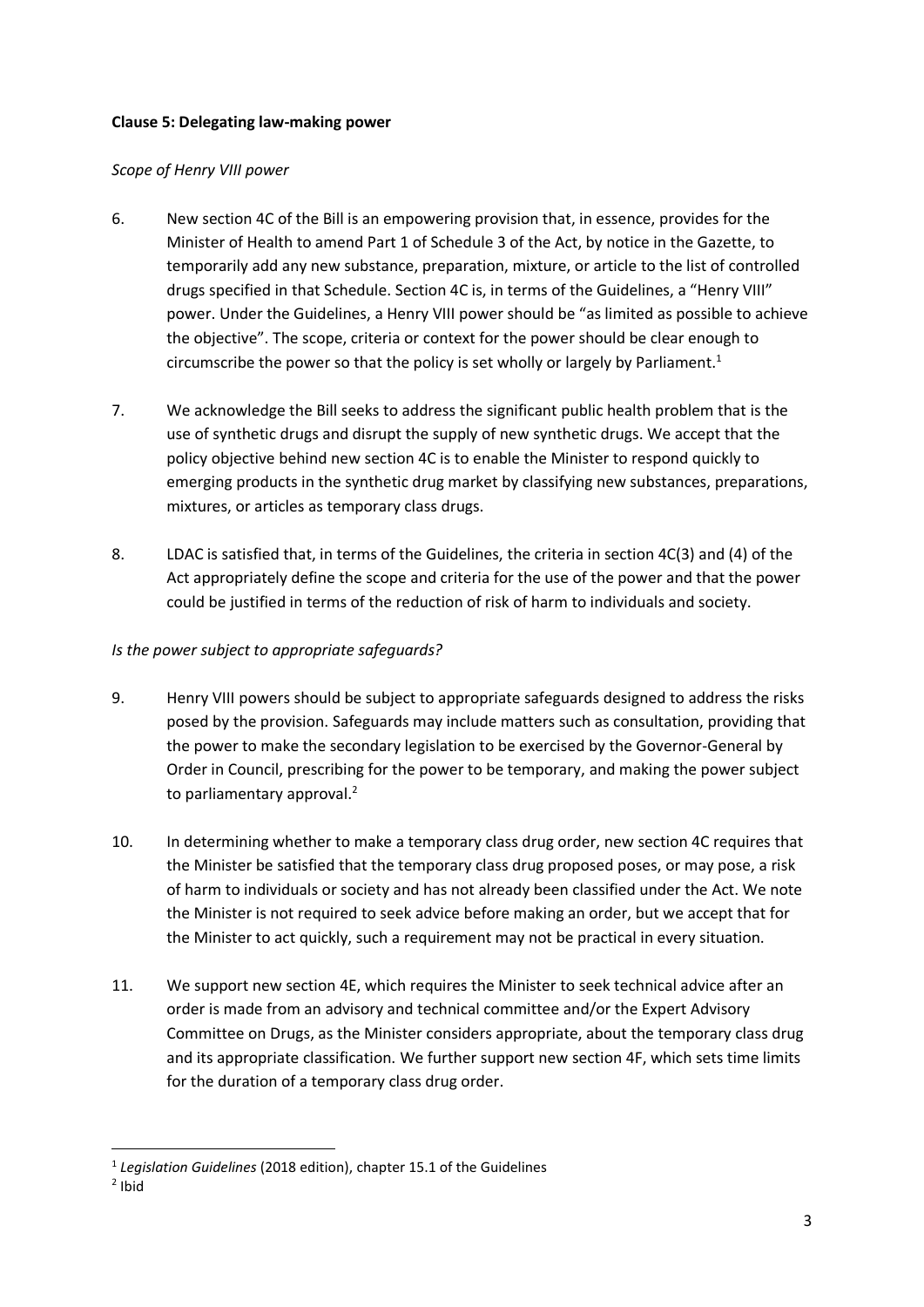**Clause 5: Delegating law-making power**

*Scope of Henry VIII power*

6. New section 4C of the Bill is an empowering provision that, in essence, provides for the Minister of Health to amend Part 1 of Schedule 3 of the Act, by notice in the Gazette, to temporarily add any new substance, preparation, mixture, or article to the list of controlled drugs specified in that Schedule. Section 4C is, in terms of the Guidelines, a "Henry VIII" power. Under the Guidelines, a Henry VIII power should be "as limited as possible to achieve the objective". The scope, criteria or context for the power should be clear enough to circumscribe the power so that the policy is set wholly or largely by Parliament.[1]

7. We acknowledge the Bill seeks to address the significant public health problem that is the use of synthetic drugs and disrupt the supply of new synthetic drugs. We accept that the policy objective behind new section 4C is to enable the Minister to respond quickly to emerging products in the synthetic drug market by classifying new substances, preparations, mixtures, or articles as temporary class drugs.

8. LDAC is satisfied that, in terms of the Guidelines, the criteria in section 4C(3) and (4) of the Act appropriately define the scope and criteria for the use of the power and that the power could be justified in terms of the reduction of risk of harm to individuals and society.

*Is the power subject to appropriate safeguards?*

9. Henry VIII powers should be subject to appropriate safeguards designed to address the risks posed by the provision. Safeguards may include matters such as consultation, providing that the power to make the secondary legislation to be exercised by the Governor-General by Order in Council, prescribing for the power to be temporary, and making the power subject to parliamentary approval.[2]

10. In determining whether to make a temporary class drug order, new section 4C requires that the Minister be satisfied that the temporary class drug proposed poses, or may pose, a risk of harm to individuals or society and has not already been classified under the Act. We note the Minister is not required to seek advice before making an order, but we accept that for the Minister to act quickly, such a requirement may not be practical in every situation.

11. We support new section 4E, which requires the Minister to seek technical advice after an order is made from an advisory and technical committee and/or the Expert Advisory Committee on Drugs, as the Minister considers appropriate, about the temporary class drug and its appropriate classification. We further support new section 4F, which sets time limits for the duration of a temporary class drug order.

---

[1] *Legislation Guidelines* (2018 edition), chapter 15.1 of the Guidelines

[2] Ibid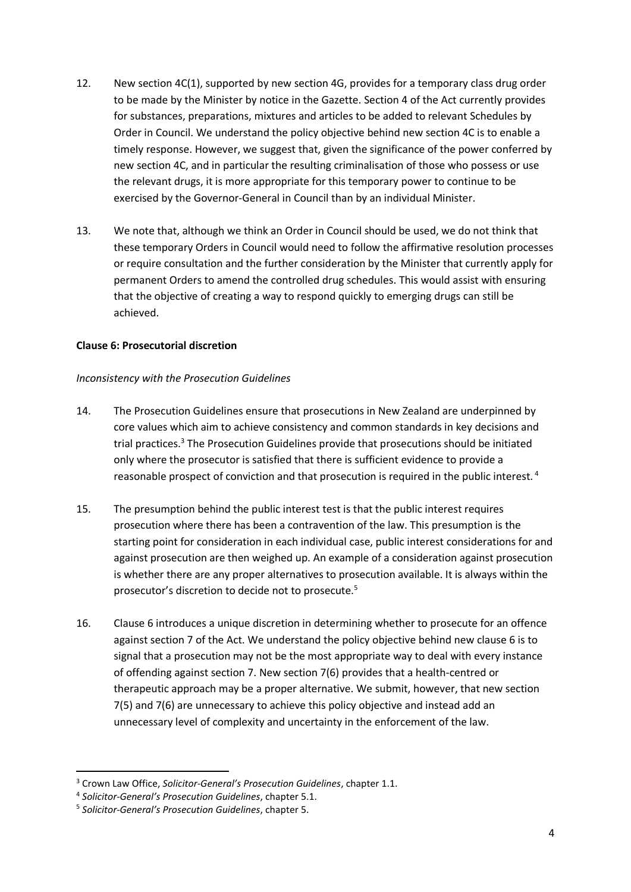12. New section 4C(1), supported by new section 4G, provides for a temporary class drug order to be made by the Minister by notice in the Gazette. Section 4 of the Act currently provides for substances, preparations, mixtures and articles to be added to relevant Schedules by Order in Council. We understand the policy objective behind new section 4C is to enable a timely response. However, we suggest that, given the significance of the power conferred by new section 4C, and in particular the resulting criminalisation of those who possess or use the relevant drugs, it is more appropriate for this temporary power to continue to be exercised by the Governor-General in Council than by an individual Minister.

13. We note that, although we think an Order in Council should be used, we do not think that these temporary Orders in Council would need to follow the affirmative resolution processes or require consultation and the further consideration by the Minister that currently apply for permanent Orders to amend the controlled drug schedules. This would assist with ensuring that the objective of creating a way to respond quickly to emerging drugs can still be achieved.

**Clause 6: Prosecutorial discretion**

*Inconsistency with the Prosecution Guidelines*

14. The Prosecution Guidelines ensure that prosecutions in New Zealand are underpinned by core values which aim to achieve consistency and common standards in key decisions and trial practices.[3] The Prosecution Guidelines provide that prosecutions should be initiated only where the prosecutor is satisfied that there is sufficient evidence to provide a reasonable prospect of conviction and that prosecution is required in the public interest.[4]

15. The presumption behind the public interest test is that the public interest requires prosecution where there has been a contravention of the law. This presumption is the starting point for consideration in each individual case, public interest considerations for and against prosecution are then weighed up. An example of a consideration against prosecution is whether there are any proper alternatives to prosecution available. It is always within the prosecutor's discretion to decide not to prosecute.[5]

16. Clause 6 introduces a unique discretion in determining whether to prosecute for an offence against section 7 of the Act. We understand the policy objective behind new clause 6 is to signal that a prosecution may not be the most appropriate way to deal with every instance of offending against section 7. New section 7(6) provides that a health-centred or therapeutic approach may be a proper alternative. We submit, however, that new section 7(5) and 7(6) are unnecessary to achieve this policy objective and instead add an unnecessary level of complexity and uncertainty in the enforcement of the law.

---

[3] Crown Law Office, *Solicitor-General's Prosecution Guidelines*, chapter 1.1.

[4] *Solicitor-General's Prosecution Guidelines*, chapter 5.1.

[5] *Solicitor-General's Prosecution Guidelines*, chapter 5.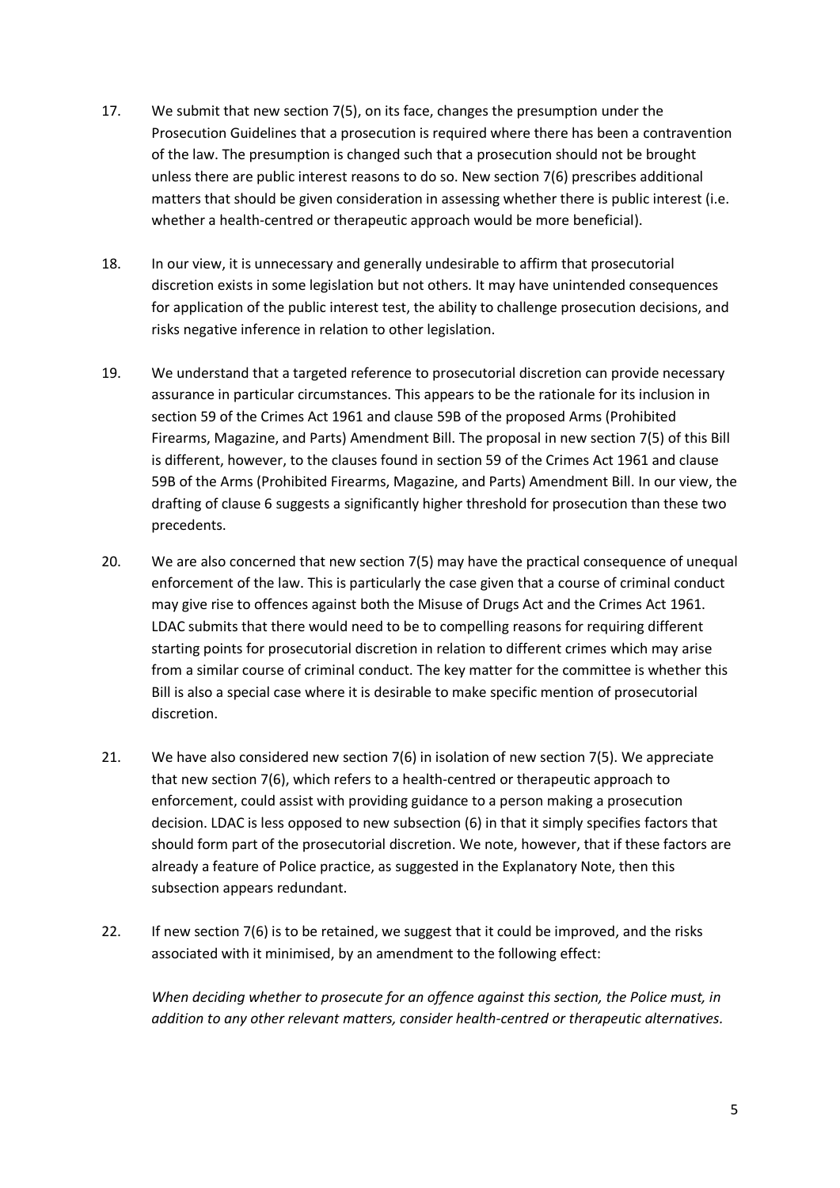17. We submit that new section 7(5), on its face, changes the presumption under the Prosecution Guidelines that a prosecution is required where there has been a contravention of the law. The presumption is changed such that a prosecution should not be brought unless there are public interest reasons to do so. New section 7(6) prescribes additional matters that should be given consideration in assessing whether there is public interest (i.e. whether a health-centred or therapeutic approach would be more beneficial).

18. In our view, it is unnecessary and generally undesirable to affirm that prosecutorial discretion exists in some legislation but not others. It may have unintended consequences for application of the public interest test, the ability to challenge prosecution decisions, and risks negative inference in relation to other legislation.

19. We understand that a targeted reference to prosecutorial discretion can provide necessary assurance in particular circumstances. This appears to be the rationale for its inclusion in section 59 of the Crimes Act 1961 and clause 59B of the proposed Arms (Prohibited Firearms, Magazine, and Parts) Amendment Bill. The proposal in new section 7(5) of this Bill is different, however, to the clauses found in section 59 of the Crimes Act 1961 and clause 59B of the Arms (Prohibited Firearms, Magazine, and Parts) Amendment Bill. In our view, the drafting of clause 6 suggests a significantly higher threshold for prosecution than these two precedents.

20. We are also concerned that new section 7(5) may have the practical consequence of unequal enforcement of the law. This is particularly the case given that a course of criminal conduct may give rise to offences against both the Misuse of Drugs Act and the Crimes Act 1961. LDAC submits that there would need to be compelling reasons for requiring different starting points for prosecutorial discretion in relation to different crimes which may arise from a similar course of criminal conduct. The key matter for the committee is whether this Bill is also a special case where it is desirable to make specific mention of prosecutorial discretion.

21. We have also considered new section 7(6) in isolation of new section 7(5). We appreciate that new section 7(6), which refers to a health-centred or therapeutic approach to enforcement, could assist with providing guidance to a person making a prosecution decision. LDAC is less opposed to new subsection (6) in that it simply specifies factors that should form part of the prosecutorial discretion. We note, however, that if these factors are already a feature of Police practice, as suggested in the Explanatory Note, then this subsection appears redundant.

22. If new section 7(6) is to be retained, we suggest that it could be improved, and the risks associated with it minimised, by an amendment to the following effect:

    *When deciding whether to prosecute for an offence against this section, the Police must, in addition to any other relevant matters, consider health-centred or therapeutic alternatives.*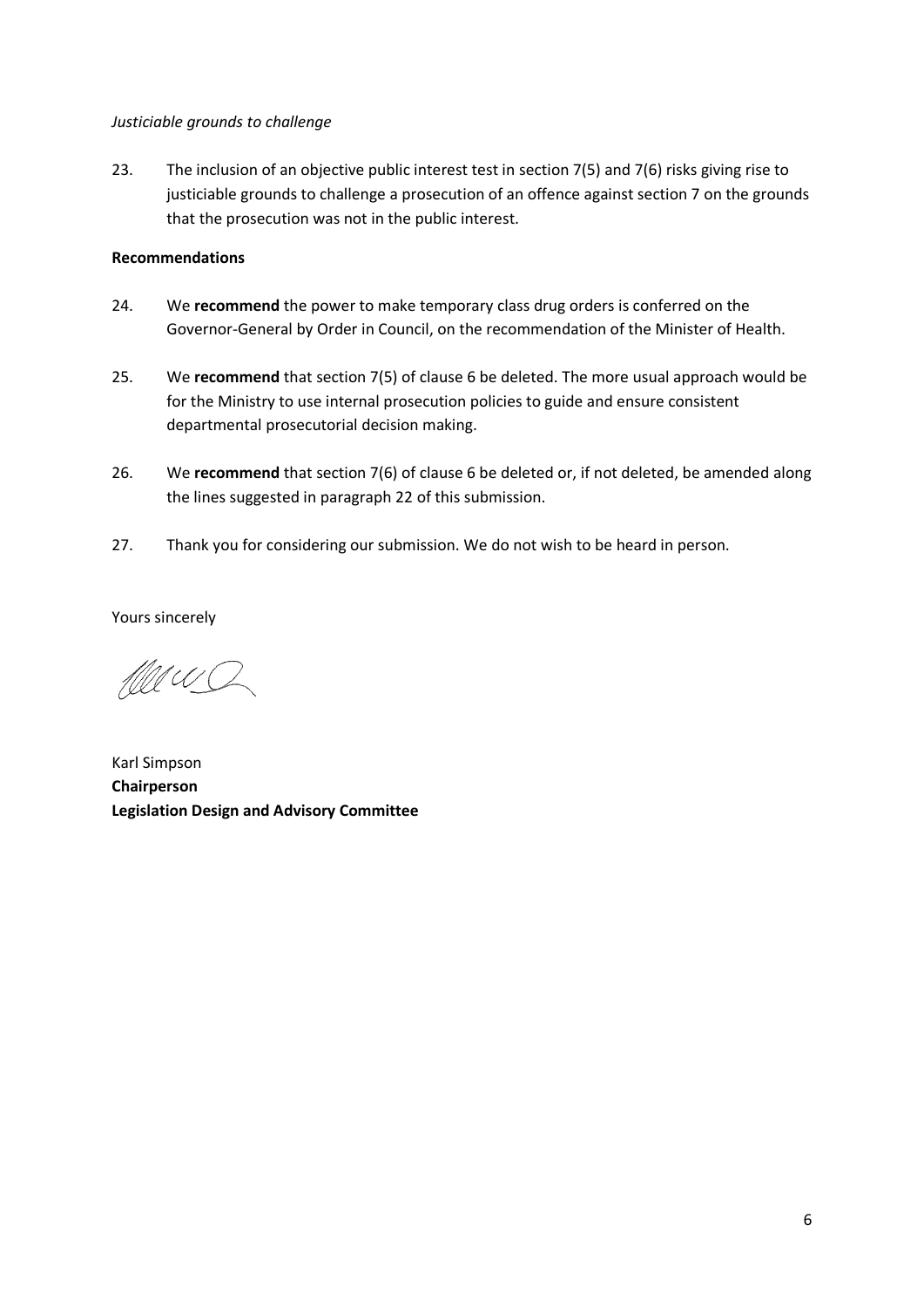*Justiciable grounds to challenge*

23. The inclusion of an objective public interest test in section 7(5) and 7(6) risks giving rise to justiciable grounds to challenge a prosecution of an offence against section 7 on the grounds that the prosecution was not in the public interest.

**Recommendations**

24. We **recommend** the power to make temporary class drug orders is conferred on the Governor-General by Order in Council, on the recommendation of the Minister of Health.

25. We **recommend** that section 7(5) of clause 6 be deleted. The more usual approach would be for the Ministry to use internal prosecution policies to guide and ensure consistent departmental prosecutorial decision making.

26. We **recommend** that section 7(6) of clause 6 be deleted or, if not deleted, be amended along the lines suggested in paragraph 22 of this submission.

27. Thank you for considering our submission. We do not wish to be heard in person.

Yours sincerely

Karl Simpson
**Chairperson**
**Legislation Design and Advisory Committee**